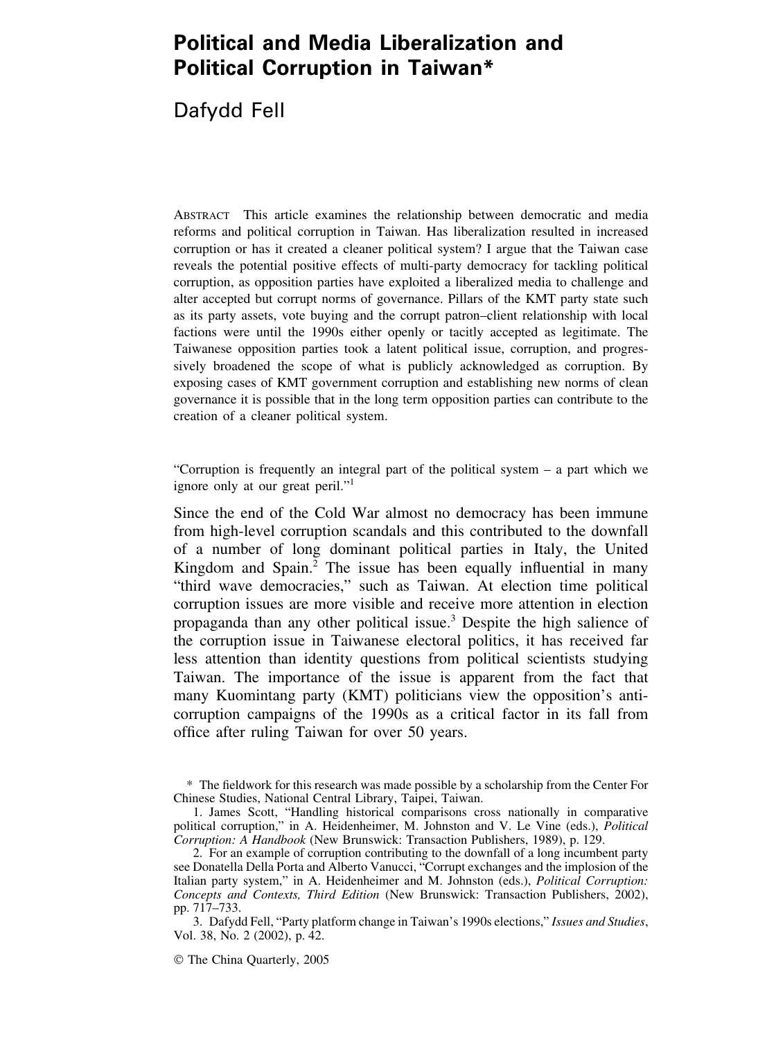# Political and Media Liberalization and Political Corruption in Taiwan*

Dafydd Fell

ABSTRACT This article examines the relationship between democratic and media reforms and political corruption in Taiwan. Has liberalization resulted in increased corruption or has it created a cleaner political system? I argue that the Taiwan case reveals the potential positive effects of multi-party democracy for tackling political corruption, as opposition parties have exploited a liberalized media to challenge and alter accepted but corrupt norms of governance. Pillars of the KMT party state such as its party assets, vote buying and the corrupt patron–client relationship with local factions were until the 1990s either openly or tacitly accepted as legitimate. The Taiwanese opposition parties took a latent political issue, corruption, and progressively broadened the scope of what is publicly acknowledged as corruption. By exposing cases of KMT government corruption and establishing new norms of clean governance it is possible that in the long term opposition parties can contribute to the creation of a cleaner political system.

"Corruption is frequently an integral part of the political system – a part which we ignore only at our great peril."[1]

Since the end of the Cold War almost no democracy has been immune from high-level corruption scandals and this contributed to the downfall of a number of long dominant political parties in Italy, the United Kingdom and Spain.[2] The issue has been equally influential in many "third wave democracies," such as Taiwan. At election time political corruption issues are more visible and receive more attention in election propaganda than any other political issue.[3] Despite the high salience of the corruption issue in Taiwanese electoral politics, it has received far less attention than identity questions from political scientists studying Taiwan. The importance of the issue is apparent from the fact that many Kuomintang party (KMT) politicians view the opposition's anti-corruption campaigns of the 1990s as a critical factor in its fall from office after ruling Taiwan for over 50 years.

\* The fieldwork for this research was made possible by a scholarship from the Center For Chinese Studies, National Central Library, Taipei, Taiwan.

1. James Scott, "Handling historical comparisons cross nationally in comparative political corruption," in A. Heidenheimer, M. Johnston and V. Le Vine (eds.), *Political Corruption: A Handbook* (New Brunswick: Transaction Publishers, 1989), p. 129.

2. For an example of corruption contributing to the downfall of a long incumbent party see Donatella Della Porta and Alberto Vanucci, "Corrupt exchanges and the implosion of the Italian party system," in A. Heidenheimer and M. Johnston (eds.), *Political Corruption: Concepts and Contexts, Third Edition* (New Brunswick: Transaction Publishers, 2002), pp. 717–733.

3. Dafydd Fell, "Party platform change in Taiwan's 1990s elections," *Issues and Studies*, Vol. 38, No. 2 (2002), p. 42.

© The China Quarterly, 2005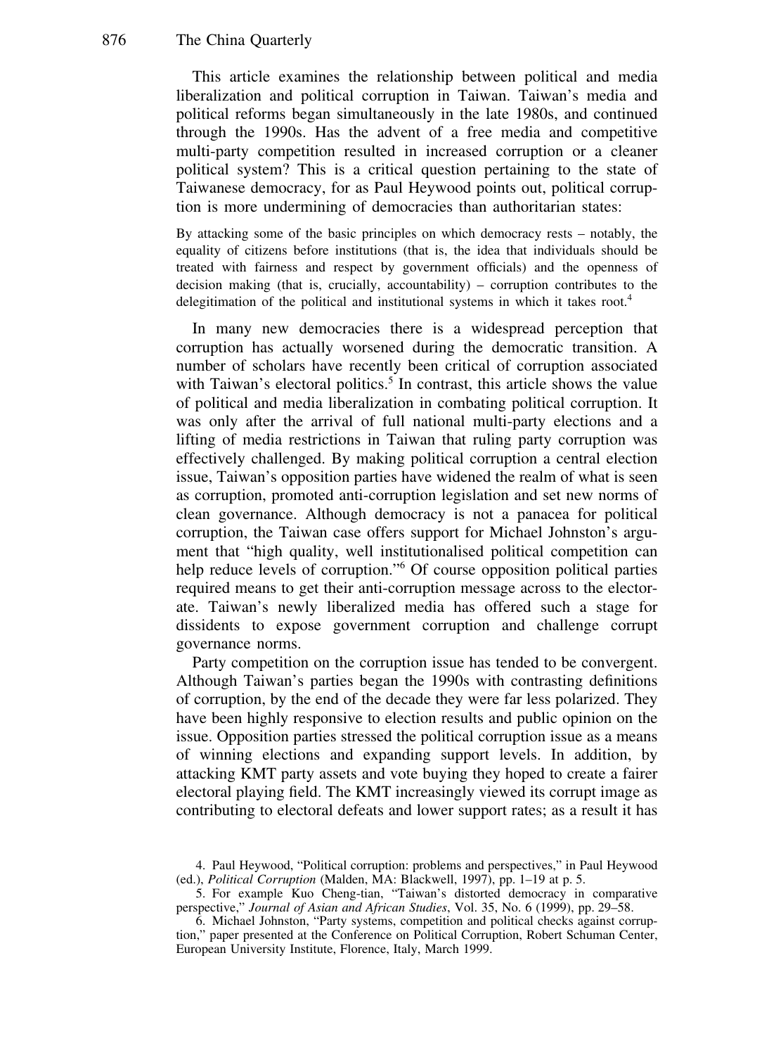This article examines the relationship between political and media liberalization and political corruption in Taiwan. Taiwan's media and political reforms began simultaneously in the late 1980s, and continued through the 1990s. Has the advent of a free media and competitive multi-party competition resulted in increased corruption or a cleaner political system? This is a critical question pertaining to the state of Taiwanese democracy, for as Paul Heywood points out, political corruption is more undermining of democracies than authoritarian states:

> By attacking some of the basic principles on which democracy rests – notably, the equality of citizens before institutions (that is, the idea that individuals should be treated with fairness and respect by government officials) and the openness of decision making (that is, crucially, accountability) – corruption contributes to the delegitimation of the political and institutional systems in which it takes root.[4]

In many new democracies there is a widespread perception that corruption has actually worsened during the democratic transition. A number of scholars have recently been critical of corruption associated with Taiwan's electoral politics.[5] In contrast, this article shows the value of political and media liberalization in combating political corruption. It was only after the arrival of full national multi-party elections and a lifting of media restrictions in Taiwan that ruling party corruption was effectively challenged. By making political corruption a central election issue, Taiwan's opposition parties have widened the realm of what is seen as corruption, promoted anti-corruption legislation and set new norms of clean governance. Although democracy is not a panacea for political corruption, the Taiwan case offers support for Michael Johnston's argument that "high quality, well institutionalised political competition can help reduce levels of corruption."[6] Of course opposition political parties required means to get their anti-corruption message across to the electorate. Taiwan's newly liberalized media has offered such a stage for dissidents to expose government corruption and challenge corrupt governance norms.

Party competition on the corruption issue has tended to be convergent. Although Taiwan's parties began the 1990s with contrasting definitions of corruption, by the end of the decade they were far less polarized. They have been highly responsive to election results and public opinion on the issue. Opposition parties stressed the political corruption issue as a means of winning elections and expanding support levels. In addition, by attacking KMT party assets and vote buying they hoped to create a fairer electoral playing field. The KMT increasingly viewed its corrupt image as contributing to electoral defeats and lower support rates; as a result it has

4. Paul Heywood, "Political corruption: problems and perspectives," in Paul Heywood (ed.), *Political Corruption* (Malden, MA: Blackwell, 1997), pp. 1–19 at p. 5.

5. For example Kuo Cheng-tian, "Taiwan's distorted democracy in comparative perspective," *Journal of Asian and African Studies*, Vol. 35, No. 6 (1999), pp. 29–58.

6. Michael Johnston, "Party systems, competition and political checks against corruption," paper presented at the Conference on Political Corruption, Robert Schuman Center, European University Institute, Florence, Italy, March 1999.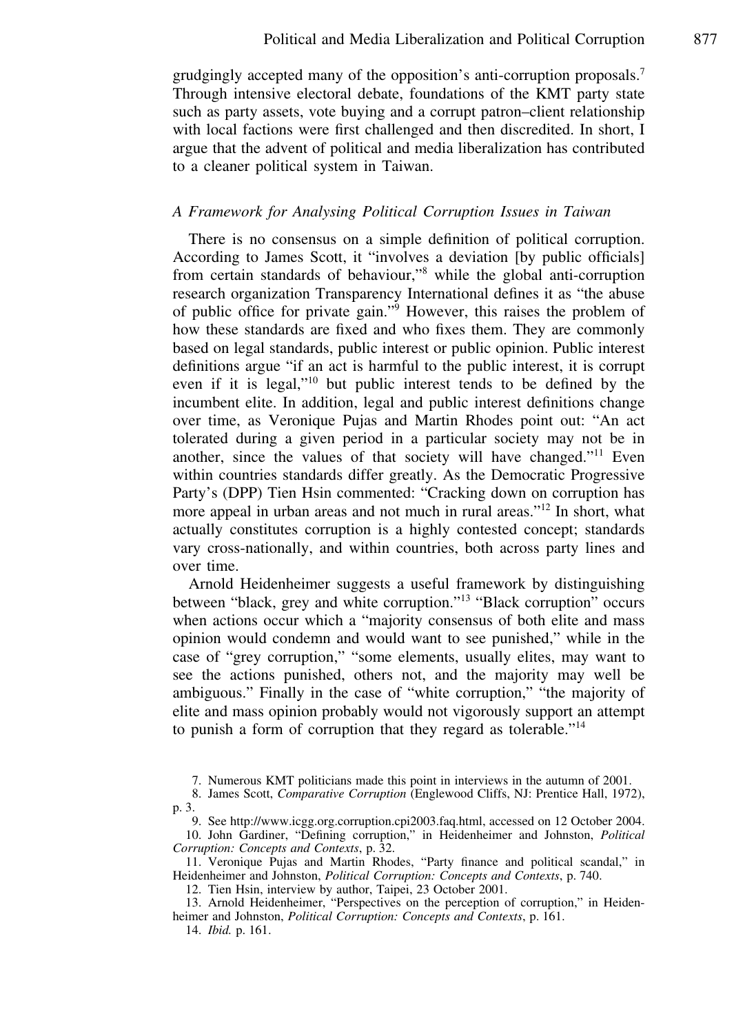grudgingly accepted many of the opposition's anti-corruption proposals.[7] Through intensive electoral debate, foundations of the KMT party state such as party assets, vote buying and a corrupt patron–client relationship with local factions were first challenged and then discredited. In short, I argue that the advent of political and media liberalization has contributed to a cleaner political system in Taiwan.

### *A Framework for Analysing Political Corruption Issues in Taiwan*

There is no consensus on a simple definition of political corruption. According to James Scott, it "involves a deviation [by public officials] from certain standards of behaviour,"[8] while the global anti-corruption research organization Transparency International defines it as "the abuse of public office for private gain."[9] However, this raises the problem of how these standards are fixed and who fixes them. They are commonly based on legal standards, public interest or public opinion. Public interest definitions argue "if an act is harmful to the public interest, it is corrupt even if it is legal,"[10] but public interest tends to be defined by the incumbent elite. In addition, legal and public interest definitions change over time, as Veronique Pujas and Martin Rhodes point out: "An act tolerated during a given period in a particular society may not be in another, since the values of that society will have changed."[11] Even within countries standards differ greatly. As the Democratic Progressive Party's (DPP) Tien Hsin commented: "Cracking down on corruption has more appeal in urban areas and not much in rural areas."[12] In short, what actually constitutes corruption is a highly contested concept; standards vary cross-nationally, and within countries, both across party lines and over time.

Arnold Heidenheimer suggests a useful framework by distinguishing between "black, grey and white corruption."[13] "Black corruption" occurs when actions occur which a "majority consensus of both elite and mass opinion would condemn and would want to see punished," while in the case of "grey corruption," "some elements, usually elites, may want to see the actions punished, others not, and the majority may well be ambiguous." Finally in the case of "white corruption," "the majority of elite and mass opinion probably would not vigorously support an attempt to punish a form of corruption that they regard as tolerable."[14]

7. Numerous KMT politicians made this point in interviews in the autumn of 2001.

8. James Scott, *Comparative Corruption* (Englewood Cliffs, NJ: Prentice Hall, 1972), p. 3.

9. See http://www.icgg.org.corruption.cpi2003.faq.html, accessed on 12 October 2004.

10. John Gardiner, "Defining corruption," in Heidenheimer and Johnston, *Political Corruption: Concepts and Contexts*, p. 32.

11. Veronique Pujas and Martin Rhodes, "Party finance and political scandal," in Heidenheimer and Johnston, *Political Corruption: Concepts and Contexts*, p. 740.

12. Tien Hsin, interview by author, Taipei, 23 October 2001.

13. Arnold Heidenheimer, "Perspectives on the perception of corruption," in Heidenheimer and Johnston, *Political Corruption: Concepts and Contexts*, p. 161.

14. *Ibid.* p. 161.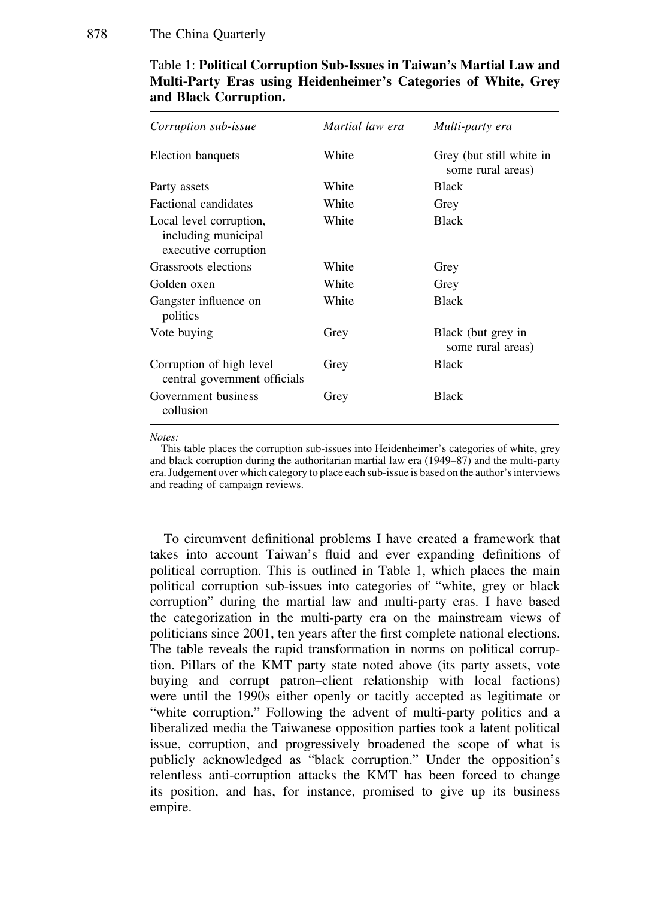Table 1: **Political Corruption Sub-Issues in Taiwan's Martial Law and Multi-Party Eras using Heidenheimer's Categories of White, Grey and Black Corruption.**

| *Corruption sub-issue* | *Martial law era* | *Multi-party era* |
|---|---|---|
| Election banquets | White | Grey (but still white in some rural areas) |
| Party assets | White | Black |
| Factional candidates | White | Grey |
| Local level corruption, including municipal executive corruption | White | Black |
| Grassroots elections | White | Grey |
| Golden oxen | White | Grey |
| Gangster influence on politics | White | Black |
| Vote buying | Grey | Black (but grey in some rural areas) |
| Corruption of high level central government officials | Grey | Black |
| Government business collusion | Grey | Black |

*Notes:*

This table places the corruption sub-issues into Heidenheimer's categories of white, grey and black corruption during the authoritarian martial law era (1949–87) and the multi-party era. Judgement over which category to place each sub-issue is based on the author's interviews and reading of campaign reviews.

To circumvent definitional problems I have created a framework that takes into account Taiwan's fluid and ever expanding definitions of political corruption. This is outlined in Table 1, which places the main political corruption sub-issues into categories of "white, grey or black corruption" during the martial law and multi-party eras. I have based the categorization in the multi-party era on the mainstream views of politicians since 2001, ten years after the first complete national elections. The table reveals the rapid transformation in norms on political corruption. Pillars of the KMT party state noted above (its party assets, vote buying and corrupt patron–client relationship with local factions) were until the 1990s either openly or tacitly accepted as legitimate or "white corruption." Following the advent of multi-party politics and a liberalized media the Taiwanese opposition parties took a latent political issue, corruption, and progressively broadened the scope of what is publicly acknowledged as "black corruption." Under the opposition's relentless anti-corruption attacks the KMT has been forced to change its position, and has, for instance, promised to give up its business empire.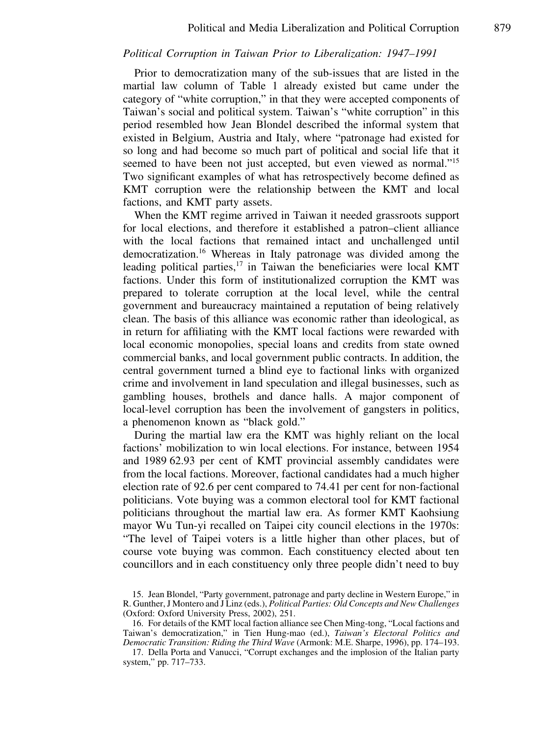*Political Corruption in Taiwan Prior to Liberalization: 1947–1991*

Prior to democratization many of the sub-issues that are listed in the martial law column of Table 1 already existed but came under the category of "white corruption," in that they were accepted components of Taiwan's social and political system. Taiwan's "white corruption" in this period resembled how Jean Blondel described the informal system that existed in Belgium, Austria and Italy, where "patronage had existed for so long and had become so much part of political and social life that it seemed to have been not just accepted, but even viewed as normal."[15] Two significant examples of what has retrospectively become defined as KMT corruption were the relationship between the KMT and local factions, and KMT party assets.

When the KMT regime arrived in Taiwan it needed grassroots support for local elections, and therefore it established a patron–client alliance with the local factions that remained intact and unchallenged until democratization.[16] Whereas in Italy patronage was divided among the leading political parties,[17] in Taiwan the beneficiaries were local KMT factions. Under this form of institutionalized corruption the KMT was prepared to tolerate corruption at the local level, while the central government and bureaucracy maintained a reputation of being relatively clean. The basis of this alliance was economic rather than ideological, as in return for affiliating with the KMT local factions were rewarded with local economic monopolies, special loans and credits from state owned commercial banks, and local government public contracts. In addition, the central government turned a blind eye to factional links with organized crime and involvement in land speculation and illegal businesses, such as gambling houses, brothels and dance halls. A major component of local-level corruption has been the involvement of gangsters in politics, a phenomenon known as "black gold."

During the martial law era the KMT was highly reliant on the local factions' mobilization to win local elections. For instance, between 1954 and 1989 62.93 per cent of KMT provincial assembly candidates were from the local factions. Moreover, factional candidates had a much higher election rate of 92.6 per cent compared to 74.41 per cent for non-factional politicians. Vote buying was a common electoral tool for KMT factional politicians throughout the martial law era. As former KMT Kaohsiung mayor Wu Tun-yi recalled on Taipei city council elections in the 1970s: "The level of Taipei voters is a little higher than other places, but of course vote buying was common. Each constituency elected about ten councillors and in each constituency only three people didn't need to buy

15. Jean Blondel, "Party government, patronage and party decline in Western Europe," in R. Gunther, J Montero and J Linz (eds.), *Political Parties: Old Concepts and New Challenges* (Oxford: Oxford University Press, 2002), 251.

16. For details of the KMT local faction alliance see Chen Ming-tong, "Local factions and Taiwan's democratization," in Tien Hung-mao (ed.), *Taiwan's Electoral Politics and Democratic Transition: Riding the Third Wave* (Armonk: M.E. Sharpe, 1996), pp. 174–193.

17. Della Porta and Vanucci, "Corrupt exchanges and the implosion of the Italian party system," pp. 717–733.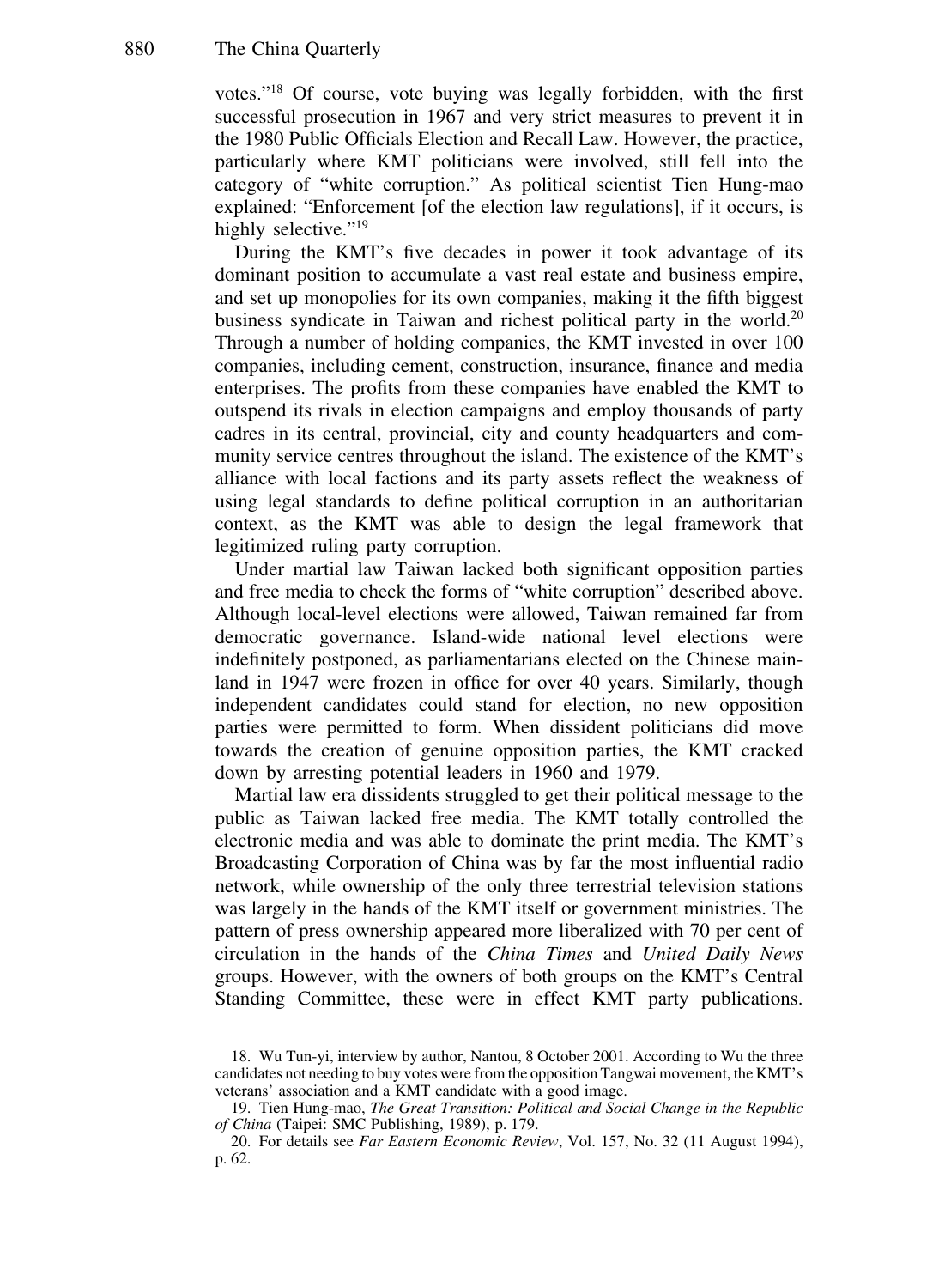votes."[18] Of course, vote buying was legally forbidden, with the first successful prosecution in 1967 and very strict measures to prevent it in the 1980 Public Officials Election and Recall Law. However, the practice, particularly where KMT politicians were involved, still fell into the category of "white corruption." As political scientist Tien Hung-mao explained: "Enforcement [of the election law regulations], if it occurs, is highly selective."[19]

During the KMT's five decades in power it took advantage of its dominant position to accumulate a vast real estate and business empire, and set up monopolies for its own companies, making it the fifth biggest business syndicate in Taiwan and richest political party in the world.[20] Through a number of holding companies, the KMT invested in over 100 companies, including cement, construction, insurance, finance and media enterprises. The profits from these companies have enabled the KMT to outspend its rivals in election campaigns and employ thousands of party cadres in its central, provincial, city and county headquarters and community service centres throughout the island. The existence of the KMT's alliance with local factions and its party assets reflect the weakness of using legal standards to define political corruption in an authoritarian context, as the KMT was able to design the legal framework that legitimized ruling party corruption.

Under martial law Taiwan lacked both significant opposition parties and free media to check the forms of "white corruption" described above. Although local-level elections were allowed, Taiwan remained far from democratic governance. Island-wide national level elections were indefinitely postponed, as parliamentarians elected on the Chinese mainland in 1947 were frozen in office for over 40 years. Similarly, though independent candidates could stand for election, no new opposition parties were permitted to form. When dissident politicians did move towards the creation of genuine opposition parties, the KMT cracked down by arresting potential leaders in 1960 and 1979.

Martial law era dissidents struggled to get their political message to the public as Taiwan lacked free media. The KMT totally controlled the electronic media and was able to dominate the print media. The KMT's Broadcasting Corporation of China was by far the most influential radio network, while ownership of the only three terrestrial television stations was largely in the hands of the KMT itself or government ministries. The pattern of press ownership appeared more liberalized with 70 per cent of circulation in the hands of the *China Times* and *United Daily News* groups. However, with the owners of both groups on the KMT's Central Standing Committee, these were in effect KMT party publications.

18. Wu Tun-yi, interview by author, Nantou, 8 October 2001. According to Wu the three candidates not needing to buy votes were from the opposition Tangwai movement, the KMT's veterans' association and a KMT candidate with a good image.

19. Tien Hung-mao, *The Great Transition: Political and Social Change in the Republic of China* (Taipei: SMC Publishing, 1989), p. 179.

20. For details see *Far Eastern Economic Review*, Vol. 157, No. 32 (11 August 1994), p. 62.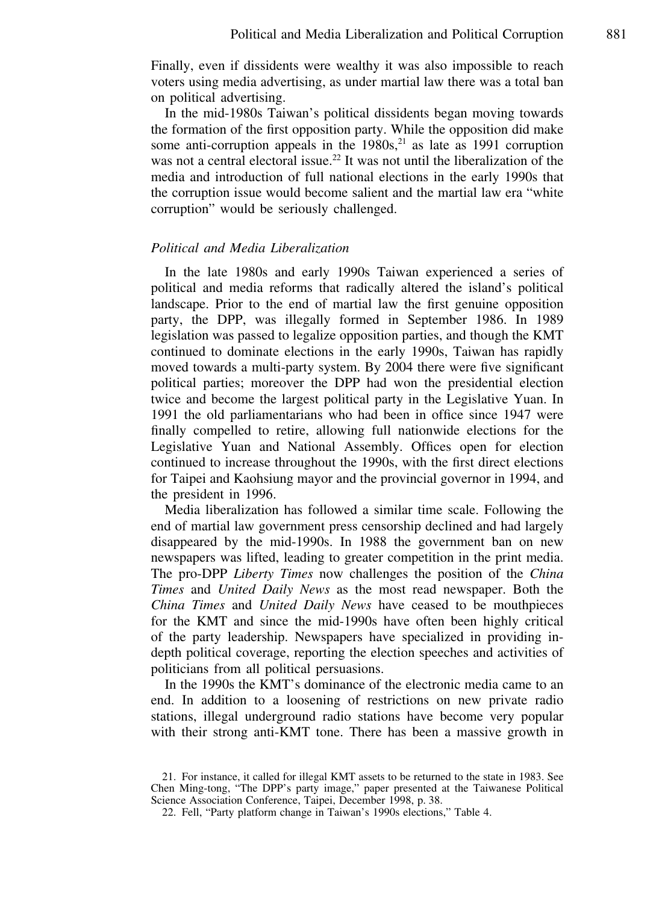Finally, even if dissidents were wealthy it was also impossible to reach voters using media advertising, as under martial law there was a total ban on political advertising.

In the mid-1980s Taiwan's political dissidents began moving towards the formation of the first opposition party. While the opposition did make some anti-corruption appeals in the 1980s,[21] as late as 1991 corruption was not a central electoral issue.[22] It was not until the liberalization of the media and introduction of full national elections in the early 1990s that the corruption issue would become salient and the martial law era "white corruption" would be seriously challenged.

### *Political and Media Liberalization*

In the late 1980s and early 1990s Taiwan experienced a series of political and media reforms that radically altered the island's political landscape. Prior to the end of martial law the first genuine opposition party, the DPP, was illegally formed in September 1986. In 1989 legislation was passed to legalize opposition parties, and though the KMT continued to dominate elections in the early 1990s, Taiwan has rapidly moved towards a multi-party system. By 2004 there were five significant political parties; moreover the DPP had won the presidential election twice and become the largest political party in the Legislative Yuan. In 1991 the old parliamentarians who had been in office since 1947 were finally compelled to retire, allowing full nationwide elections for the Legislative Yuan and National Assembly. Offices open for election continued to increase throughout the 1990s, with the first direct elections for Taipei and Kaohsiung mayor and the provincial governor in 1994, and the president in 1996.

Media liberalization has followed a similar time scale. Following the end of martial law government press censorship declined and had largely disappeared by the mid-1990s. In 1988 the government ban on new newspapers was lifted, leading to greater competition in the print media. The pro-DPP *Liberty Times* now challenges the position of the *China Times* and *United Daily News* as the most read newspaper. Both the *China Times* and *United Daily News* have ceased to be mouthpieces for the KMT and since the mid-1990s have often been highly critical of the party leadership. Newspapers have specialized in providing in-depth political coverage, reporting the election speeches and activities of politicians from all political persuasions.

In the 1990s the KMT's dominance of the electronic media came to an end. In addition to a loosening of restrictions on new private radio stations, illegal underground radio stations have become very popular with their strong anti-KMT tone. There has been a massive growth in

21. For instance, it called for illegal KMT assets to be returned to the state in 1983. See Chen Ming-tong, "The DPP's party image," paper presented at the Taiwanese Political Science Association Conference, Taipei, December 1998, p. 38.

22. Fell, "Party platform change in Taiwan's 1990s elections," Table 4.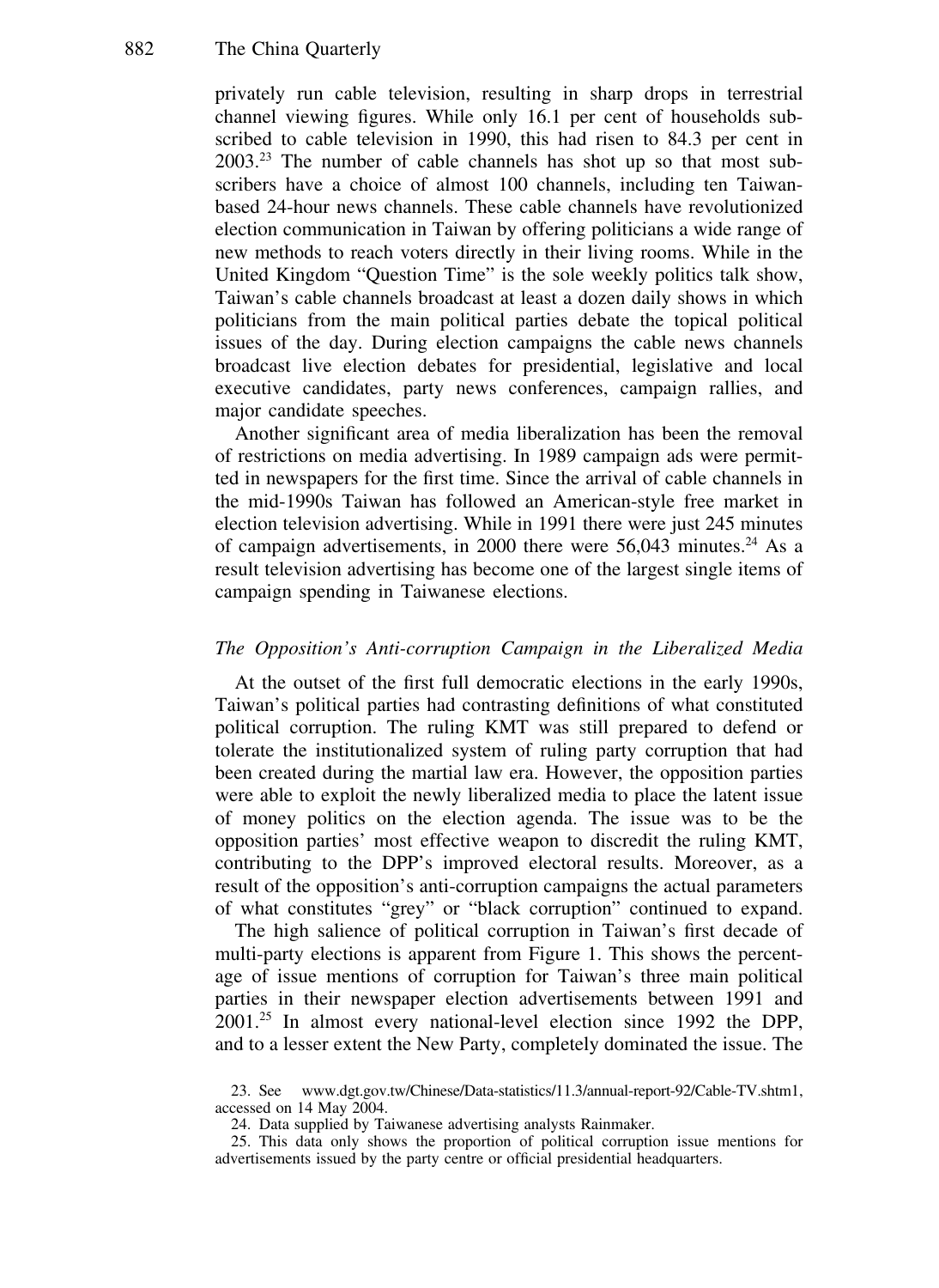privately run cable television, resulting in sharp drops in terrestrial channel viewing figures. While only 16.1 per cent of households subscribed to cable television in 1990, this had risen to 84.3 per cent in 2003.[23] The number of cable channels has shot up so that most subscribers have a choice of almost 100 channels, including ten Taiwan-based 24-hour news channels. These cable channels have revolutionized election communication in Taiwan by offering politicians a wide range of new methods to reach voters directly in their living rooms. While in the United Kingdom "Question Time" is the sole weekly politics talk show, Taiwan's cable channels broadcast at least a dozen daily shows in which politicians from the main political parties debate the topical political issues of the day. During election campaigns the cable news channels broadcast live election debates for presidential, legislative and local executive candidates, party news conferences, campaign rallies, and major candidate speeches.

Another significant area of media liberalization has been the removal of restrictions on media advertising. In 1989 campaign ads were permitted in newspapers for the first time. Since the arrival of cable channels in the mid-1990s Taiwan has followed an American-style free market in election television advertising. While in 1991 there were just 245 minutes of campaign advertisements, in 2000 there were 56,043 minutes.[24] As a result television advertising has become one of the largest single items of campaign spending in Taiwanese elections.

### *The Opposition's Anti-corruption Campaign in the Liberalized Media*

At the outset of the first full democratic elections in the early 1990s, Taiwan's political parties had contrasting definitions of what constituted political corruption. The ruling KMT was still prepared to defend or tolerate the institutionalized system of ruling party corruption that had been created during the martial law era. However, the opposition parties were able to exploit the newly liberalized media to place the latent issue of money politics on the election agenda. The issue was to be the opposition parties' most effective weapon to discredit the ruling KMT, contributing to the DPP's improved electoral results. Moreover, as a result of the opposition's anti-corruption campaigns the actual parameters of what constitutes "grey" or "black corruption" continued to expand.

The high salience of political corruption in Taiwan's first decade of multi-party elections is apparent from Figure 1. This shows the percentage of issue mentions of corruption for Taiwan's three main political parties in their newspaper election advertisements between 1991 and 2001.[25] In almost every national-level election since 1992 the DPP, and to a lesser extent the New Party, completely dominated the issue. The

23. See www.dgt.gov.tw/Chinese/Data-statistics/11.3/annual-report-92/Cable-TV.shtm1, accessed on 14 May 2004.

24. Data supplied by Taiwanese advertising analysts Rainmaker.

25. This data only shows the proportion of political corruption issue mentions for advertisements issued by the party centre or official presidential headquarters.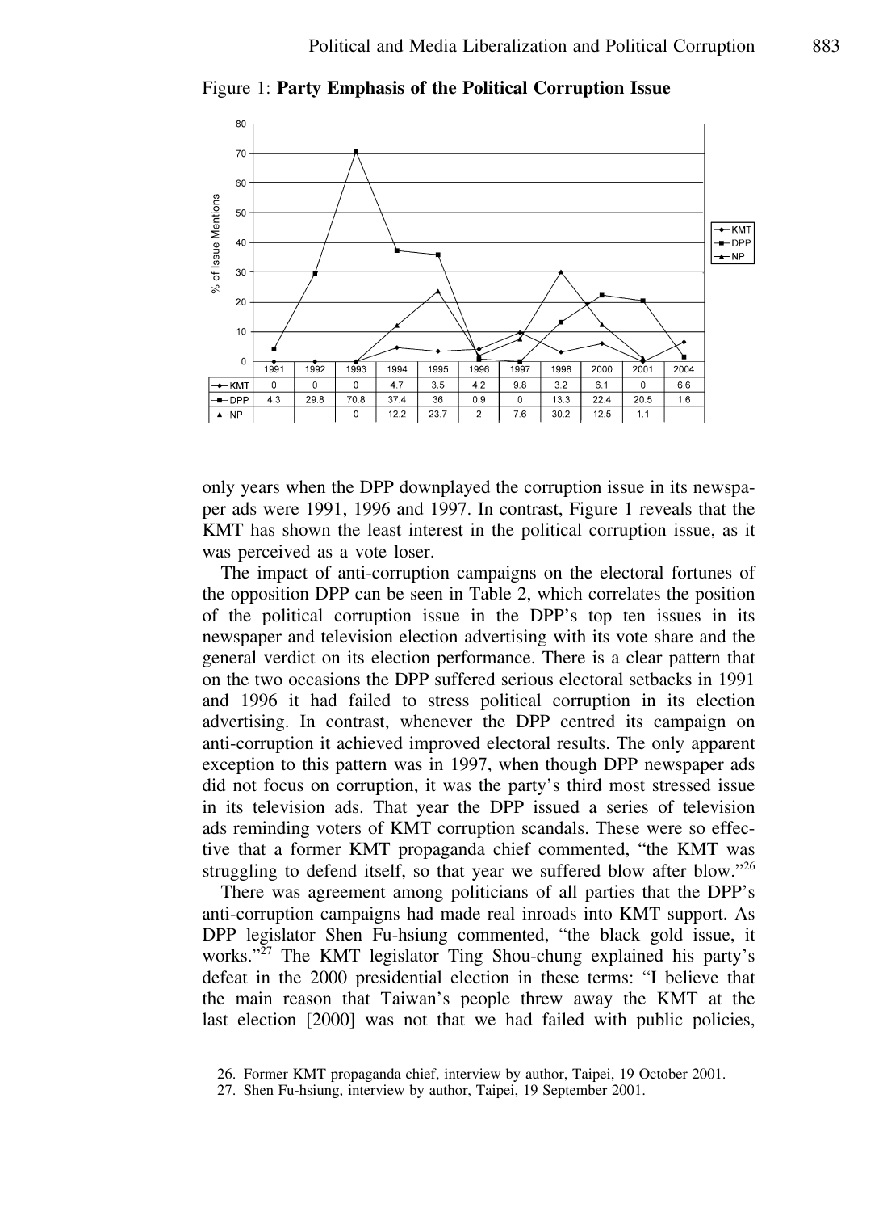Figure 1: **Party Emphasis of the Political Corruption Issue**

| | 1991 | 1992 | 1993 | 1994 | 1995 | 1996 | 1997 | 1998 | 2000 | 2001 | 2004 |
|---|---|---|---|---|---|---|---|---|---|---|---|
| KMT | 0 | 0 | 0 | 4.7 | 3.5 | 4.2 | 9.8 | 3.2 | 6.1 | 0 | 6.6 |
| DPP | 4.3 | 29.8 | 70.8 | 37.4 | 36 | 0.9 | 0 | 13.3 | 22.4 | 20.5 | 1.6 |
| NP | | | 0 | 12.2 | 23.7 | 2 | 7.6 | 30.2 | 12.5 | 1.1 | |

only years when the DPP downplayed the corruption issue in its newspaper ads were 1991, 1996 and 1997. In contrast, Figure 1 reveals that the KMT has shown the least interest in the political corruption issue, as it was perceived as a vote loser.

The impact of anti-corruption campaigns on the electoral fortunes of the opposition DPP can be seen in Table 2, which correlates the position of the political corruption issue in the DPP's top ten issues in its newspaper and television election advertising with its vote share and the general verdict on its election performance. There is a clear pattern that on the two occasions the DPP suffered serious electoral setbacks in 1991 and 1996 it had failed to stress political corruption in its election advertising. In contrast, whenever the DPP centred its campaign on anti-corruption it achieved improved electoral results. The only apparent exception to this pattern was in 1997, when though DPP newspaper ads did not focus on corruption, it was the party's third most stressed issue in its television ads. That year the DPP issued a series of television ads reminding voters of KMT corruption scandals. These were so effective that a former KMT propaganda chief commented, "the KMT was struggling to defend itself, so that year we suffered blow after blow."[26]

There was agreement among politicians of all parties that the DPP's anti-corruption campaigns had made real inroads into KMT support. As DPP legislator Shen Fu-hsiung commented, "the black gold issue, it works."[27] The KMT legislator Ting Shou-chung explained his party's defeat in the 2000 presidential election in these terms: "I believe that the main reason that Taiwan's people threw away the KMT at the last election [2000] was not that we had failed with public policies,

26. Former KMT propaganda chief, interview by author, Taipei, 19 October 2001.

27. Shen Fu-hsiung, interview by author, Taipei, 19 September 2001.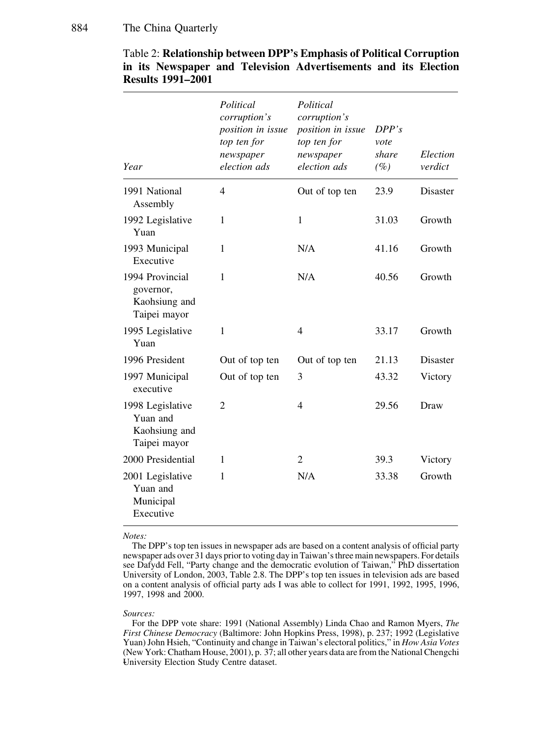Table 2: **Relationship between DPP's Emphasis of Political Corruption in its Newspaper and Television Advertisements and its Election Results 1991–2001**

| *Year* | *Political corruption's position in issue top ten for newspaper election ads* | *Political corruption's position in issue top ten for newspaper election ads* | *DPP's vote share (%)* | *Election verdict* |
|---|---|---|---|---|
| 1991 National Assembly | 4 | Out of top ten | 23.9 | Disaster |
| 1992 Legislative Yuan | 1 | 1 | 31.03 | Growth |
| 1993 Municipal Executive | 1 | N/A | 41.16 | Growth |
| 1994 Provincial governor, Kaohsiung and Taipei mayor | 1 | N/A | 40.56 | Growth |
| 1995 Legislative Yuan | 1 | 4 | 33.17 | Growth |
| 1996 President | Out of top ten | Out of top ten | 21.13 | Disaster |
| 1997 Municipal executive | Out of top ten | 3 | 43.32 | Victory |
| 1998 Legislative Yuan and Kaohsiung and Taipei mayor | 2 | 4 | 29.56 | Draw |
| 2000 Presidential | 1 | 2 | 39.3 | Victory |
| 2001 Legislative Yuan and Municipal Executive | 1 | N/A | 33.38 | Growth |

*Notes:*

The DPP's top ten issues in newspaper ads are based on a content analysis of official party newspaper ads over 31 days prior to voting day in Taiwan's three main newspapers. For details see Dafydd Fell, "Party change and the democratic evolution of Taiwan," PhD dissertation University of London, 2003, Table 2.8. The DPP's top ten issues in television ads are based on a content analysis of official party ads I was able to collect for 1991, 1992, 1995, 1996, 1997, 1998 and 2000.

*Sources:*

For the DPP vote share: 1991 (National Assembly) Linda Chao and Ramon Myers, *The First Chinese Democracy* (Baltimore: John Hopkins Press, 1998), p. 237; 1992 (Legislative Yuan) John Hsieh, "Continuity and change in Taiwan's electoral politics," in *How Asia Votes* (New York: Chatham House, 2001), p. 37; all other years data are from the National Chengchi University Election Study Centre dataset.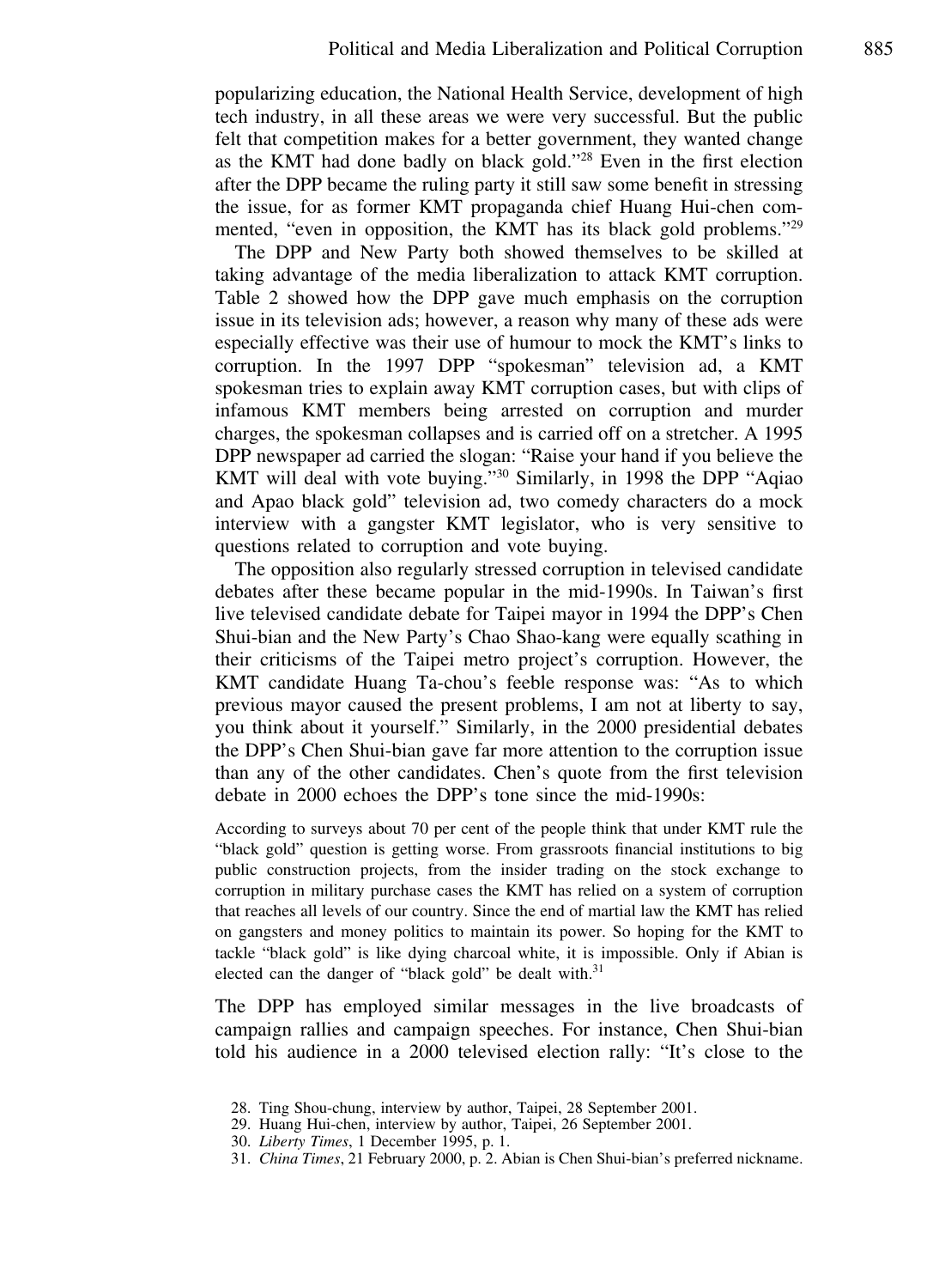popularizing education, the National Health Service, development of high tech industry, in all these areas we were very successful. But the public felt that competition makes for a better government, they wanted change as the KMT had done badly on black gold."[28] Even in the first election after the DPP became the ruling party it still saw some benefit in stressing the issue, for as former KMT propaganda chief Huang Hui-chen commented, "even in opposition, the KMT has its black gold problems."[29]

The DPP and New Party both showed themselves to be skilled at taking advantage of the media liberalization to attack KMT corruption. Table 2 showed how the DPP gave much emphasis on the corruption issue in its television ads; however, a reason why many of these ads were especially effective was their use of humour to mock the KMT's links to corruption. In the 1997 DPP "spokesman" television ad, a KMT spokesman tries to explain away KMT corruption cases, but with clips of infamous KMT members being arrested on corruption and murder charges, the spokesman collapses and is carried off on a stretcher. A 1995 DPP newspaper ad carried the slogan: "Raise your hand if you believe the KMT will deal with vote buying."[30] Similarly, in 1998 the DPP "Aqiao and Apao black gold" television ad, two comedy characters do a mock interview with a gangster KMT legislator, who is very sensitive to questions related to corruption and vote buying.

The opposition also regularly stressed corruption in televised candidate debates after these became popular in the mid-1990s. In Taiwan's first live televised candidate debate for Taipei mayor in 1994 the DPP's Chen Shui-bian and the New Party's Chao Shao-kang were equally scathing in their criticisms of the Taipei metro project's corruption. However, the KMT candidate Huang Ta-chou's feeble response was: "As to which previous mayor caused the present problems, I am not at liberty to say, you think about it yourself." Similarly, in the 2000 presidential debates the DPP's Chen Shui-bian gave far more attention to the corruption issue than any of the other candidates. Chen's quote from the first television debate in 2000 echoes the DPP's tone since the mid-1990s:

> According to surveys about 70 per cent of the people think that under KMT rule the "black gold" question is getting worse. From grassroots financial institutions to big public construction projects, from the insider trading on the stock exchange to corruption in military purchase cases the KMT has relied on a system of corruption that reaches all levels of our country. Since the end of martial law the KMT has relied on gangsters and money politics to maintain its power. So hoping for the KMT to tackle "black gold" is like dying charcoal white, it is impossible. Only if Abian is elected can the danger of "black gold" be dealt with.[31]

The DPP has employed similar messages in the live broadcasts of campaign rallies and campaign speeches. For instance, Chen Shui-bian told his audience in a 2000 televised election rally: "It's close to the

28. Ting Shou-chung, interview by author, Taipei, 28 September 2001.
29. Huang Hui-chen, interview by author, Taipei, 26 September 2001.
30. *Liberty Times*, 1 December 1995, p. 1.
31. *China Times*, 21 February 2000, p. 2. Abian is Chen Shui-bian's preferred nickname.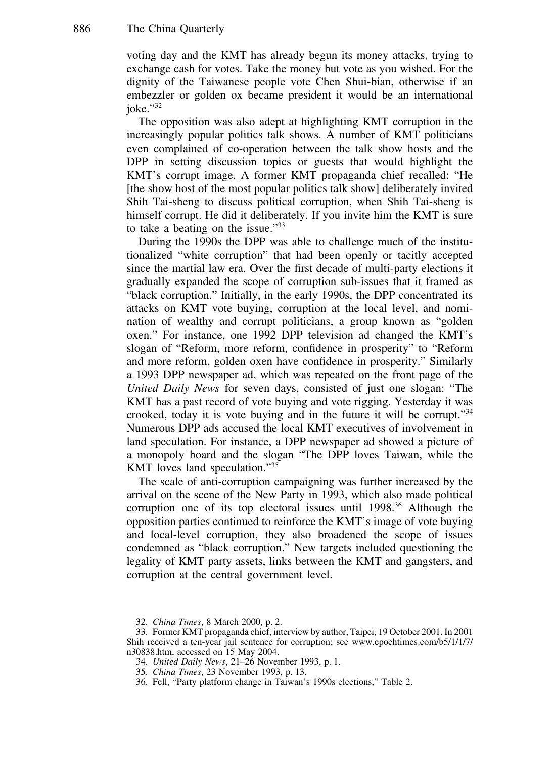voting day and the KMT has already begun its money attacks, trying to exchange cash for votes. Take the money but vote as you wished. For the dignity of the Taiwanese people vote Chen Shui-bian, otherwise if an embezzler or golden ox became president it would be an international joke."[32]

The opposition was also adept at highlighting KMT corruption in the increasingly popular politics talk shows. A number of KMT politicians even complained of co-operation between the talk show hosts and the DPP in setting discussion topics or guests that would highlight the KMT's corrupt image. A former KMT propaganda chief recalled: "He [the show host of the most popular politics talk show] deliberately invited Shih Tai-sheng to discuss political corruption, when Shih Tai-sheng is himself corrupt. He did it deliberately. If you invite him the KMT is sure to take a beating on the issue."[33]

During the 1990s the DPP was able to challenge much of the institutionalized "white corruption" that had been openly or tacitly accepted since the martial law era. Over the first decade of multi-party elections it gradually expanded the scope of corruption sub-issues that it framed as "black corruption." Initially, in the early 1990s, the DPP concentrated its attacks on KMT vote buying, corruption at the local level, and nomination of wealthy and corrupt politicians, a group known as "golden oxen." For instance, one 1992 DPP television ad changed the KMT's slogan of "Reform, more reform, confidence in prosperity" to "Reform and more reform, golden oxen have confidence in prosperity." Similarly a 1993 DPP newspaper ad, which was repeated on the front page of the *United Daily News* for seven days, consisted of just one slogan: "The KMT has a past record of vote buying and vote rigging. Yesterday it was crooked, today it is vote buying and in the future it will be corrupt."[34] Numerous DPP ads accused the local KMT executives of involvement in land speculation. For instance, a DPP newspaper ad showed a picture of a monopoly board and the slogan "The DPP loves Taiwan, while the KMT loves land speculation."[35]

The scale of anti-corruption campaigning was further increased by the arrival on the scene of the New Party in 1993, which also made political corruption one of its top electoral issues until 1998.[36] Although the opposition parties continued to reinforce the KMT's image of vote buying and local-level corruption, they also broadened the scope of issues condemned as "black corruption." New targets included questioning the legality of KMT party assets, links between the KMT and gangsters, and corruption at the central government level.

32. *China Times*, 8 March 2000, p. 2.

33. Former KMT propaganda chief, interview by author, Taipei, 19 October 2001. In 2001 Shih received a ten-year jail sentence for corruption; see www.epochtimes.com/b5/1/1/7/n30838.htm, accessed on 15 May 2004.

34. *United Daily News*, 21–26 November 1993, p. 1.

35. *China Times*, 23 November 1993, p. 13.

36. Fell, "Party platform change in Taiwan's 1990s elections," Table 2.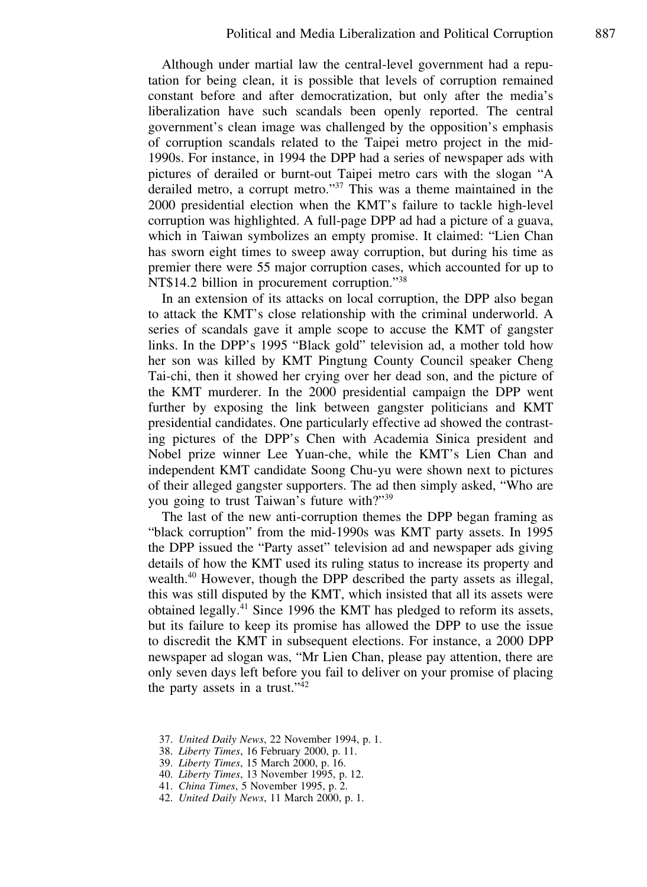Although under martial law the central-level government had a reputation for being clean, it is possible that levels of corruption remained constant before and after democratization, but only after the media's liberalization have such scandals been openly reported. The central government's clean image was challenged by the opposition's emphasis of corruption scandals related to the Taipei metro project in the mid-1990s. For instance, in 1994 the DPP had a series of newspaper ads with pictures of derailed or burnt-out Taipei metro cars with the slogan "A derailed metro, a corrupt metro."[37] This was a theme maintained in the 2000 presidential election when the KMT's failure to tackle high-level corruption was highlighted. A full-page DPP ad had a picture of a guava, which in Taiwan symbolizes an empty promise. It claimed: "Lien Chan has sworn eight times to sweep away corruption, but during his time as premier there were 55 major corruption cases, which accounted for up to NT$14.2 billion in procurement corruption."[38]

In an extension of its attacks on local corruption, the DPP also began to attack the KMT's close relationship with the criminal underworld. A series of scandals gave it ample scope to accuse the KMT of gangster links. In the DPP's 1995 "Black gold" television ad, a mother told how her son was killed by KMT Pingtung County Council speaker Cheng Tai-chi, then it showed her crying over her dead son, and the picture of the KMT murderer. In the 2000 presidential campaign the DPP went further by exposing the link between gangster politicians and KMT presidential candidates. One particularly effective ad showed the contrasting pictures of the DPP's Chen with Academia Sinica president and Nobel prize winner Lee Yuan-che, while the KMT's Lien Chan and independent KMT candidate Soong Chu-yu were shown next to pictures of their alleged gangster supporters. The ad then simply asked, "Who are you going to trust Taiwan's future with?"[39]

The last of the new anti-corruption themes the DPP began framing as "black corruption" from the mid-1990s was KMT party assets. In 1995 the DPP issued the "Party asset" television ad and newspaper ads giving details of how the KMT used its ruling status to increase its property and wealth.[40] However, though the DPP described the party assets as illegal, this was still disputed by the KMT, which insisted that all its assets were obtained legally.[41] Since 1996 the KMT has pledged to reform its assets, but its failure to keep its promise has allowed the DPP to use the issue to discredit the KMT in subsequent elections. For instance, a 2000 DPP newspaper ad slogan was, "Mr Lien Chan, please pay attention, there are only seven days left before you fail to deliver on your promise of placing the party assets in a trust."[42]

37. *United Daily News*, 22 November 1994, p. 1.
38. *Liberty Times*, 16 February 2000, p. 11.
39. *Liberty Times*, 15 March 2000, p. 16.
40. *Liberty Times*, 13 November 1995, p. 12.
41. *China Times*, 5 November 1995, p. 2.
42. *United Daily News*, 11 March 2000, p. 1.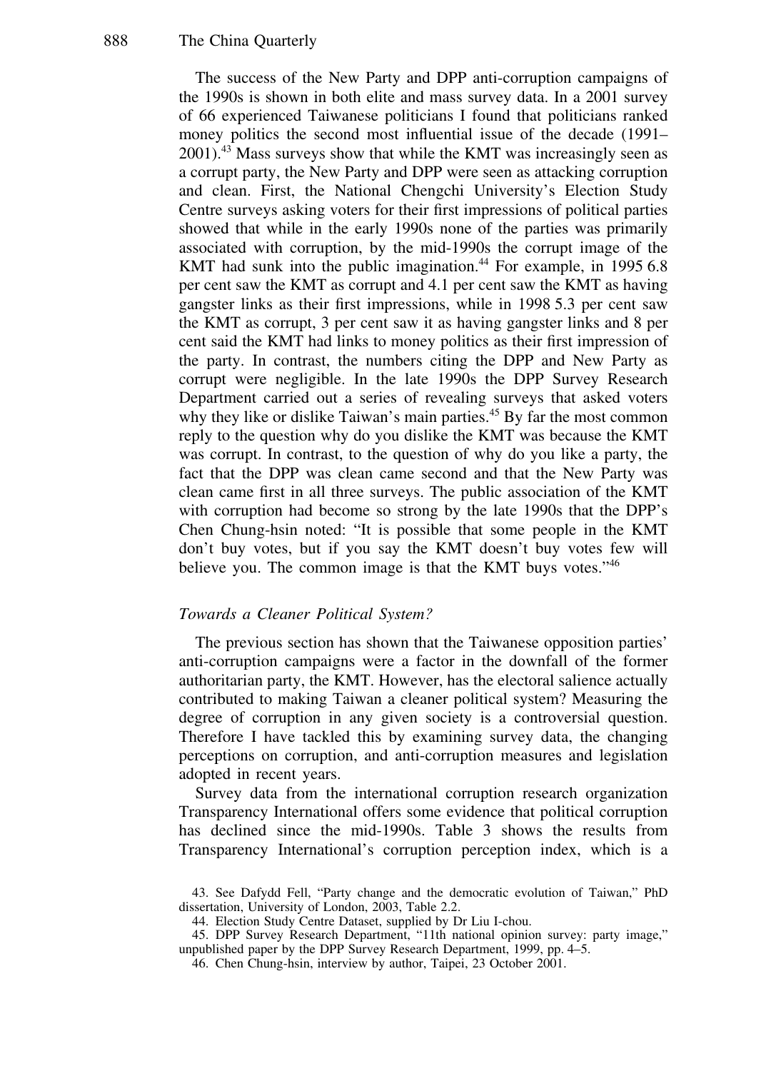The success of the New Party and DPP anti-corruption campaigns of the 1990s is shown in both elite and mass survey data. In a 2001 survey of 66 experienced Taiwanese politicians I found that politicians ranked money politics the second most influential issue of the decade (1991–2001).[43] Mass surveys show that while the KMT was increasingly seen as a corrupt party, the New Party and DPP were seen as attacking corruption and clean. First, the National Chengchi University's Election Study Centre surveys asking voters for their first impressions of political parties showed that while in the early 1990s none of the parties was primarily associated with corruption, by the mid-1990s the corrupt image of the KMT had sunk into the public imagination.[44] For example, in 1995 6.8 per cent saw the KMT as corrupt and 4.1 per cent saw the KMT as having gangster links as their first impressions, while in 1998 5.3 per cent saw the KMT as corrupt, 3 per cent saw it as having gangster links and 8 per cent said the KMT had links to money politics as their first impression of the party. In contrast, the numbers citing the DPP and New Party as corrupt were negligible. In the late 1990s the DPP Survey Research Department carried out a series of revealing surveys that asked voters why they like or dislike Taiwan's main parties.[45] By far the most common reply to the question why do you dislike the KMT was because the KMT was corrupt. In contrast, to the question of why do you like a party, the fact that the DPP was clean came second and that the New Party was clean came first in all three surveys. The public association of the KMT with corruption had become so strong by the late 1990s that the DPP's Chen Chung-hsin noted: "It is possible that some people in the KMT don't buy votes, but if you say the KMT doesn't buy votes few will believe you. The common image is that the KMT buys votes."[46]

### *Towards a Cleaner Political System?*

The previous section has shown that the Taiwanese opposition parties' anti-corruption campaigns were a factor in the downfall of the former authoritarian party, the KMT. However, has the electoral salience actually contributed to making Taiwan a cleaner political system? Measuring the degree of corruption in any given society is a controversial question. Therefore I have tackled this by examining survey data, the changing perceptions on corruption, and anti-corruption measures and legislation adopted in recent years.

Survey data from the international corruption research organization Transparency International offers some evidence that political corruption has declined since the mid-1990s. Table 3 shows the results from Transparency International's corruption perception index, which is a

43. See Dafydd Fell, "Party change and the democratic evolution of Taiwan," PhD dissertation, University of London, 2003, Table 2.2.

44. Election Study Centre Dataset, supplied by Dr Liu I-chou.

45. DPP Survey Research Department, "11th national opinion survey: party image," unpublished paper by the DPP Survey Research Department, 1999, pp. 4–5.

46. Chen Chung-hsin, interview by author, Taipei, 23 October 2001.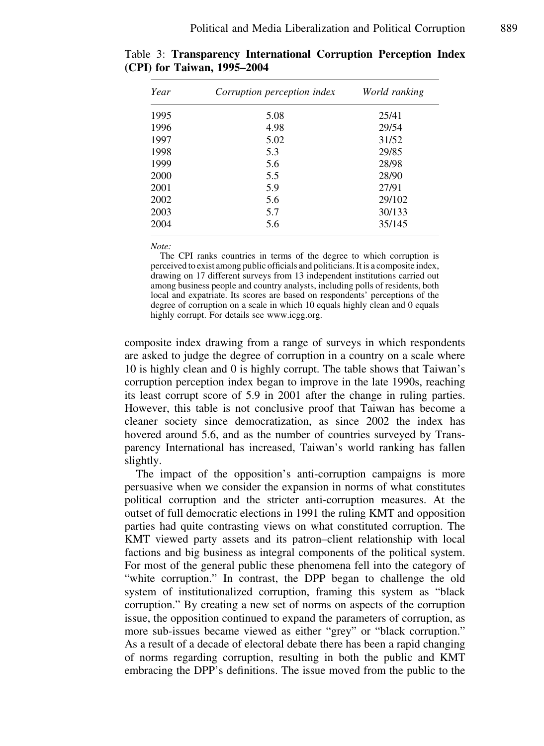Table 3: **Transparency International Corruption Perception Index (CPI) for Taiwan, 1995–2004**

| *Year* | *Corruption perception index* | *World ranking* |
|---|---|---|
| 1995 | 5.08 | 25/41 |
| 1996 | 4.98 | 29/54 |
| 1997 | 5.02 | 31/52 |
| 1998 | 5.3 | 29/85 |
| 1999 | 5.6 | 28/98 |
| 2000 | 5.5 | 28/90 |
| 2001 | 5.9 | 27/91 |
| 2002 | 5.6 | 29/102 |
| 2003 | 5.7 | 30/133 |
| 2004 | 5.6 | 35/145 |

*Note:*

The CPI ranks countries in terms of the degree to which corruption is perceived to exist among public officials and politicians. It is a composite index, drawing on 17 different surveys from 13 independent institutions carried out among business people and country analysts, including polls of residents, both local and expatriate. Its scores are based on respondents' perceptions of the degree of corruption on a scale in which 10 equals highly clean and 0 equals highly corrupt. For details see www.icgg.org.

composite index drawing from a range of surveys in which respondents are asked to judge the degree of corruption in a country on a scale where 10 is highly clean and 0 is highly corrupt. The table shows that Taiwan's corruption perception index began to improve in the late 1990s, reaching its least corrupt score of 5.9 in 2001 after the change in ruling parties. However, this table is not conclusive proof that Taiwan has become a cleaner society since democratization, as since 2002 the index has hovered around 5.6, and as the number of countries surveyed by Transparency International has increased, Taiwan's world ranking has fallen slightly.

The impact of the opposition's anti-corruption campaigns is more persuasive when we consider the expansion in norms of what constitutes political corruption and the stricter anti-corruption measures. At the outset of full democratic elections in 1991 the ruling KMT and opposition parties had quite contrasting views on what constituted corruption. The KMT viewed party assets and its patron–client relationship with local factions and big business as integral components of the political system. For most of the general public these phenomena fell into the category of "white corruption." In contrast, the DPP began to challenge the old system of institutionalized corruption, framing this system as "black corruption." By creating a new set of norms on aspects of the corruption issue, the opposition continued to expand the parameters of corruption, as more sub-issues became viewed as either "grey" or "black corruption." As a result of a decade of electoral debate there has been a rapid changing of norms regarding corruption, resulting in both the public and KMT embracing the DPP's definitions. The issue moved from the public to the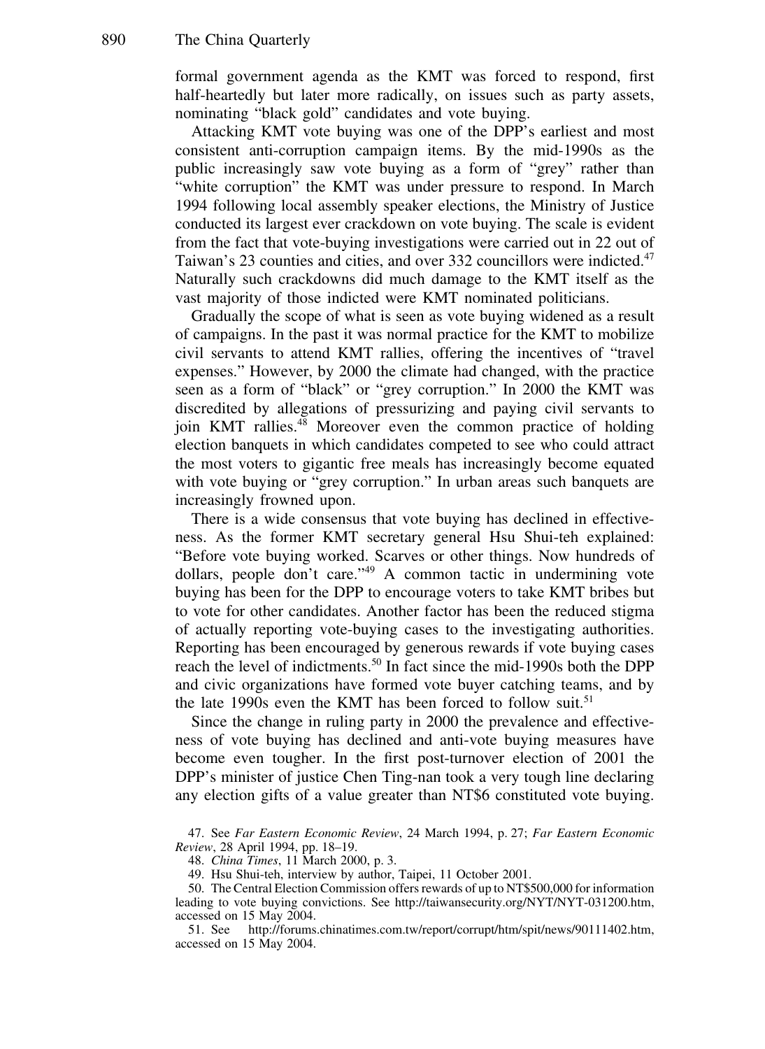formal government agenda as the KMT was forced to respond, first half-heartedly but later more radically, on issues such as party assets, nominating "black gold" candidates and vote buying.

Attacking KMT vote buying was one of the DPP's earliest and most consistent anti-corruption campaign items. By the mid-1990s as the public increasingly saw vote buying as a form of "grey" rather than "white corruption" the KMT was under pressure to respond. In March 1994 following local assembly speaker elections, the Ministry of Justice conducted its largest ever crackdown on vote buying. The scale is evident from the fact that vote-buying investigations were carried out in 22 out of Taiwan's 23 counties and cities, and over 332 councillors were indicted.[47] Naturally such crackdowns did much damage to the KMT itself as the vast majority of those indicted were KMT nominated politicians.

Gradually the scope of what is seen as vote buying widened as a result of campaigns. In the past it was normal practice for the KMT to mobilize civil servants to attend KMT rallies, offering the incentives of "travel expenses." However, by 2000 the climate had changed, with the practice seen as a form of "black" or "grey corruption." In 2000 the KMT was discredited by allegations of pressurizing and paying civil servants to join KMT rallies.[48] Moreover even the common practice of holding election banquets in which candidates competed to see who could attract the most voters to gigantic free meals has increasingly become equated with vote buying or "grey corruption." In urban areas such banquets are increasingly frowned upon.

There is a wide consensus that vote buying has declined in effectiveness. As the former KMT secretary general Hsu Shui-teh explained: "Before vote buying worked. Scarves or other things. Now hundreds of dollars, people don't care."[49] A common tactic in undermining vote buying has been for the DPP to encourage voters to take KMT bribes but to vote for other candidates. Another factor has been the reduced stigma of actually reporting vote-buying cases to the investigating authorities. Reporting has been encouraged by generous rewards if vote buying cases reach the level of indictments.[50] In fact since the mid-1990s both the DPP and civic organizations have formed vote buyer catching teams, and by the late 1990s even the KMT has been forced to follow suit.[51]

Since the change in ruling party in 2000 the prevalence and effectiveness of vote buying has declined and anti-vote buying measures have become even tougher. In the first post-turnover election of 2001 the DPP's minister of justice Chen Ting-nan took a very tough line declaring any election gifts of a value greater than NT$6 constituted vote buying.

47. See *Far Eastern Economic Review*, 24 March 1994, p. 27; *Far Eastern Economic Review*, 28 April 1994, pp. 18–19.

48. *China Times*, 11 March 2000, p. 3.

49. Hsu Shui-teh, interview by author, Taipei, 11 October 2001.

50. The Central Election Commission offers rewards of up to NT$500,000 for information leading to vote buying convictions. See http://taiwansecurity.org/NYT/NYT-031200.htm, accessed on 15 May 2004.

51. See http://forums.chinatimes.com.tw/report/corrupt/htm/spit/news/90111402.htm, accessed on 15 May 2004.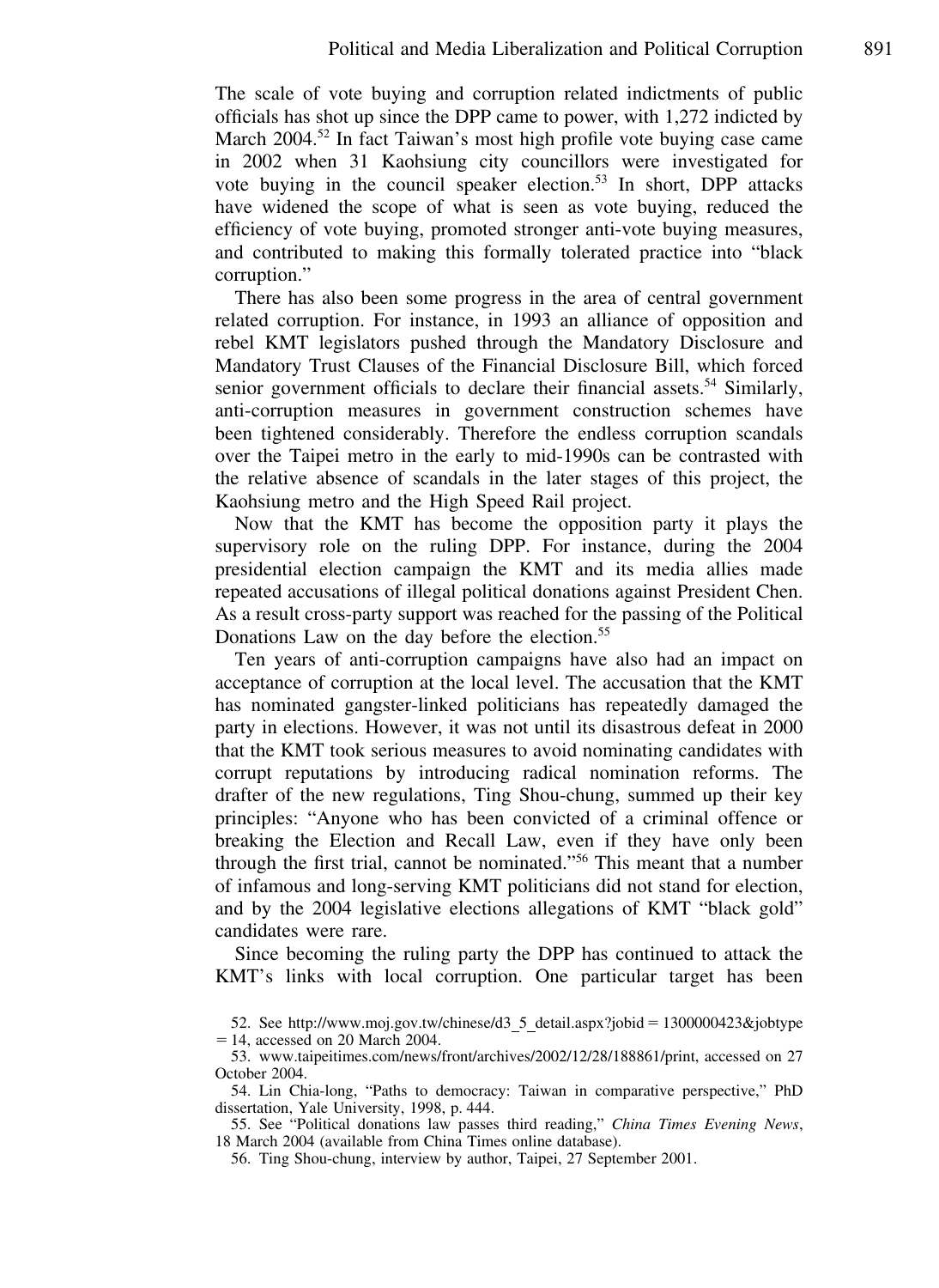The scale of vote buying and corruption related indictments of public officials has shot up since the DPP came to power, with 1,272 indicted by March 2004.[52] In fact Taiwan's most high profile vote buying case came in 2002 when 31 Kaohsiung city councillors were investigated for vote buying in the council speaker election.[53] In short, DPP attacks have widened the scope of what is seen as vote buying, reduced the efficiency of vote buying, promoted stronger anti-vote buying measures, and contributed to making this formally tolerated practice into "black corruption."

There has also been some progress in the area of central government related corruption. For instance, in 1993 an alliance of opposition and rebel KMT legislators pushed through the Mandatory Disclosure and Mandatory Trust Clauses of the Financial Disclosure Bill, which forced senior government officials to declare their financial assets.[54] Similarly, anti-corruption measures in government construction schemes have been tightened considerably. Therefore the endless corruption scandals over the Taipei metro in the early to mid-1990s can be contrasted with the relative absence of scandals in the later stages of this project, the Kaohsiung metro and the High Speed Rail project.

Now that the KMT has become the opposition party it plays the supervisory role on the ruling DPP. For instance, during the 2004 presidential election campaign the KMT and its media allies made repeated accusations of illegal political donations against President Chen. As a result cross-party support was reached for the passing of the Political Donations Law on the day before the election.[55]

Ten years of anti-corruption campaigns have also had an impact on acceptance of corruption at the local level. The accusation that the KMT has nominated gangster-linked politicians has repeatedly damaged the party in elections. However, it was not until its disastrous defeat in 2000 that the KMT took serious measures to avoid nominating candidates with corrupt reputations by introducing radical nomination reforms. The drafter of the new regulations, Ting Shou-chung, summed up their key principles: "Anyone who has been convicted of a criminal offence or breaking the Election and Recall Law, even if they have only been through the first trial, cannot be nominated."[56] This meant that a number of infamous and long-serving KMT politicians did not stand for election, and by the 2004 legislative elections allegations of KMT "black gold" candidates were rare.

Since becoming the ruling party the DPP has continued to attack the KMT's links with local corruption. One particular target has been

52. See http://www.moj.gov.tw/chinese/d3_5_detail.aspx?jobid = 1300000423&jobtype = 14, accessed on 20 March 2004.

53. www.taipeitimes.com/news/front/archives/2002/12/28/188861/print, accessed on 27 October 2004.

54. Lin Chia-long, "Paths to democracy: Taiwan in comparative perspective," PhD dissertation, Yale University, 1998, p. 444.

55. See "Political donations law passes third reading," *China Times Evening News*, 18 March 2004 (available from China Times online database).

56. Ting Shou-chung, interview by author, Taipei, 27 September 2001.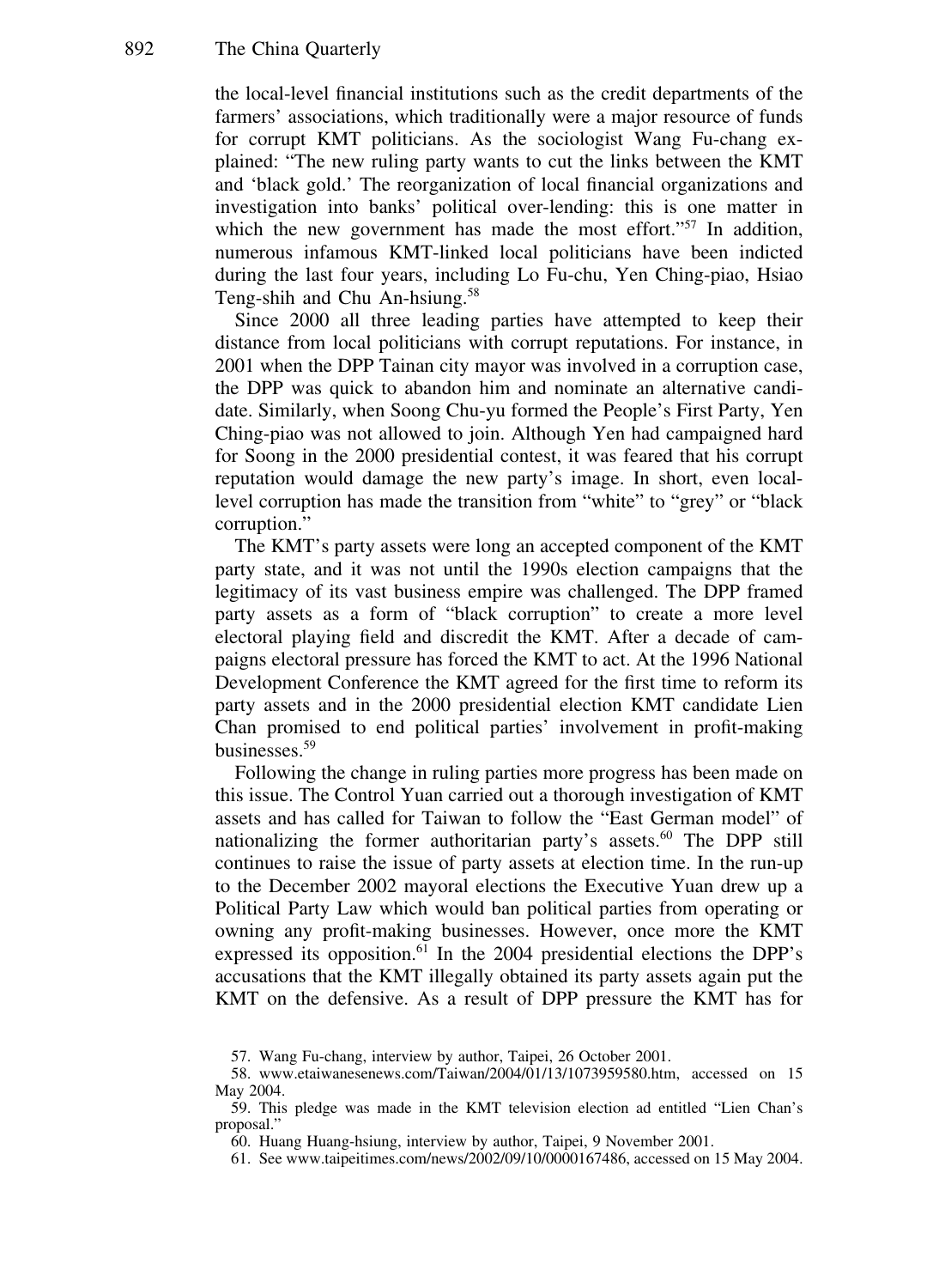the local-level financial institutions such as the credit departments of the farmers' associations, which traditionally were a major resource of funds for corrupt KMT politicians. As the sociologist Wang Fu-chang explained: "The new ruling party wants to cut the links between the KMT and 'black gold.' The reorganization of local financial organizations and investigation into banks' political over-lending: this is one matter in which the new government has made the most effort."[57] In addition, numerous infamous KMT-linked local politicians have been indicted during the last four years, including Lo Fu-chu, Yen Ching-piao, Hsiao Teng-shih and Chu An-hsiung.[58]

Since 2000 all three leading parties have attempted to keep their distance from local politicians with corrupt reputations. For instance, in 2001 when the DPP Tainan city mayor was involved in a corruption case, the DPP was quick to abandon him and nominate an alternative candidate. Similarly, when Soong Chu-yu formed the People's First Party, Yen Ching-piao was not allowed to join. Although Yen had campaigned hard for Soong in the 2000 presidential contest, it was feared that his corrupt reputation would damage the new party's image. In short, even local-level corruption has made the transition from "white" to "grey" or "black corruption."

The KMT's party assets were long an accepted component of the KMT party state, and it was not until the 1990s election campaigns that the legitimacy of its vast business empire was challenged. The DPP framed party assets as a form of "black corruption" to create a more level electoral playing field and discredit the KMT. After a decade of campaigns electoral pressure has forced the KMT to act. At the 1996 National Development Conference the KMT agreed for the first time to reform its party assets and in the 2000 presidential election KMT candidate Lien Chan promised to end political parties' involvement in profit-making businesses.[59]

Following the change in ruling parties more progress has been made on this issue. The Control Yuan carried out a thorough investigation of KMT assets and has called for Taiwan to follow the "East German model" of nationalizing the former authoritarian party's assets.[60] The DPP still continues to raise the issue of party assets at election time. In the run-up to the December 2002 mayoral elections the Executive Yuan drew up a Political Party Law which would ban political parties from operating or owning any profit-making businesses. However, once more the KMT expressed its opposition.[61] In the 2004 presidential elections the DPP's accusations that the KMT illegally obtained its party assets again put the KMT on the defensive. As a result of DPP pressure the KMT has for

57. Wang Fu-chang, interview by author, Taipei, 26 October 2001.

58. www.etaiwanesenews.com/Taiwan/2004/01/13/1073959580.htm, accessed on 15 May 2004.

59. This pledge was made in the KMT television election ad entitled "Lien Chan's proposal."

60. Huang Huang-hsiung, interview by author, Taipei, 9 November 2001.

61. See www.taipeitimes.com/news/2002/09/10/0000167486, accessed on 15 May 2004.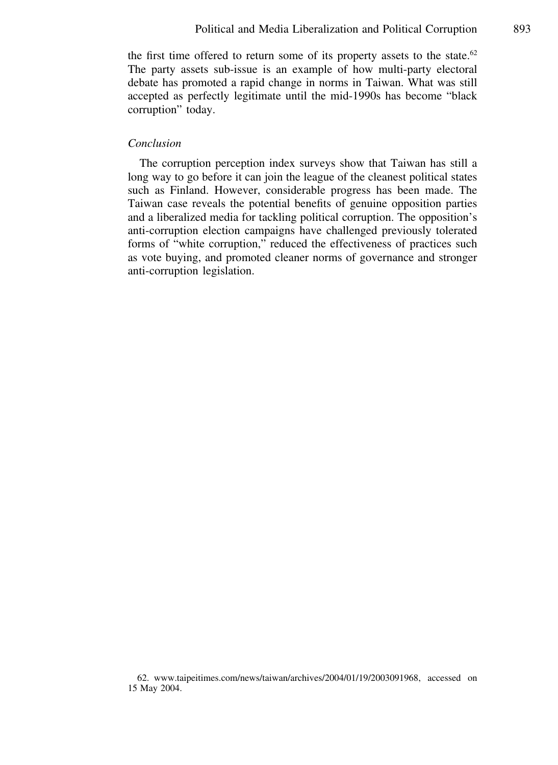the first time offered to return some of its property assets to the state.[62] The party assets sub-issue is an example of how multi-party electoral debate has promoted a rapid change in norms in Taiwan. What was still accepted as perfectly legitimate until the mid-1990s has become "black corruption" today.

### *Conclusion*

The corruption perception index surveys show that Taiwan has still a long way to go before it can join the league of the cleanest political states such as Finland. However, considerable progress has been made. The Taiwan case reveals the potential benefits of genuine opposition parties and a liberalized media for tackling political corruption. The opposition's anti-corruption election campaigns have challenged previously tolerated forms of "white corruption," reduced the effectiveness of practices such as vote buying, and promoted cleaner norms of governance and stronger anti-corruption legislation.

62. www.taipeitimes.com/news/taiwan/archives/2004/01/19/2003091968, accessed on 15 May 2004.